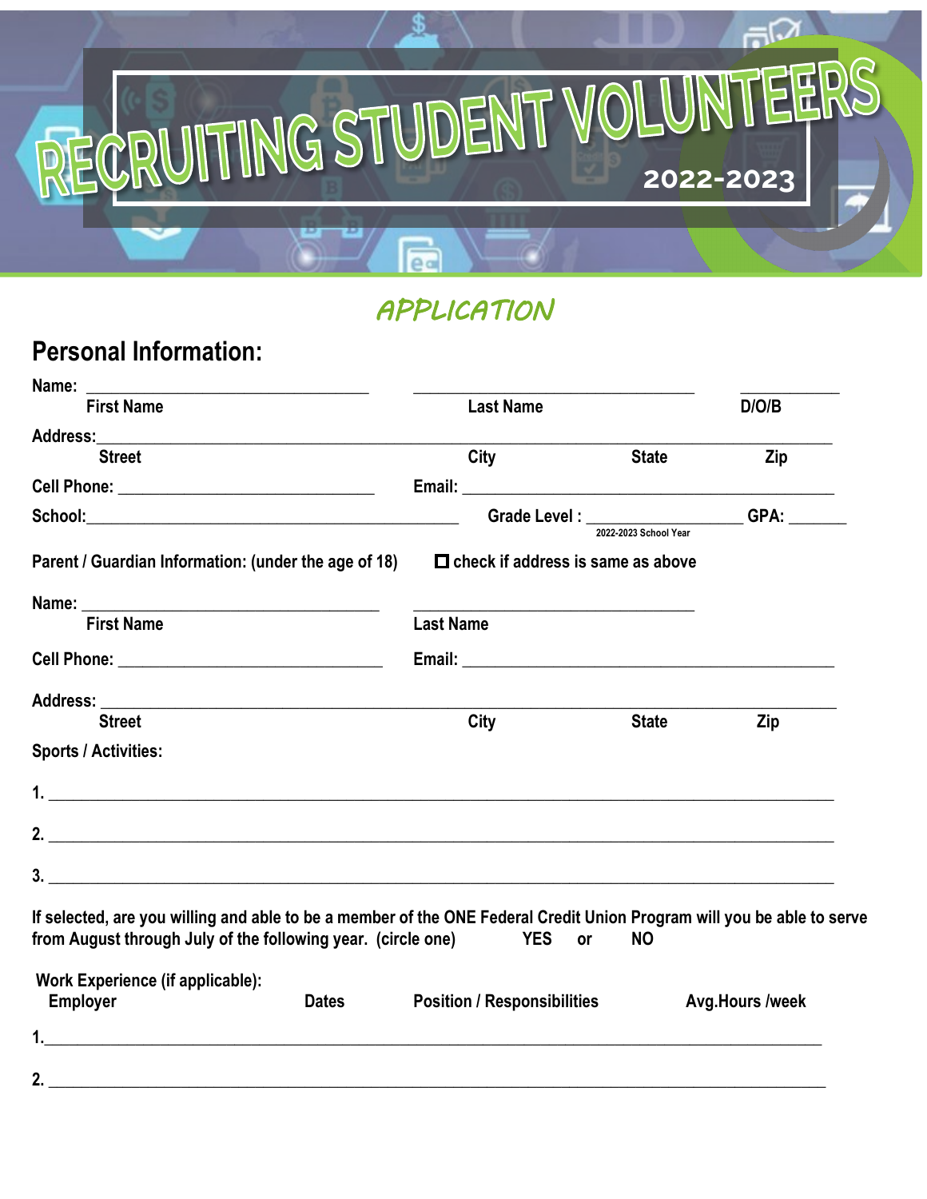# RECRUITING STUDENT VOLUNTEERS

2022-2023

## APPLICATION

## Personal Information:

Name: ______________________________ ______________________________ __________

First Name | Last Name | D/O/B

Address: ________________________________________________________________________

Street | City | State | Zip

Cell Phone: ___________________________ Email: ______________________________________

School: ________________________________________ Grade Level : _______________ GPA: ______

2022-2023 School Year

Parent / Guardian Information: (under the age of 18) ☐ check if address is same as above

Name: ______________________________ ______________________________

First Name | Last Name

Cell Phone: ___________________________ Email: ______________________________________

Address: ________________________________________________________________________

Street | City | State | Zip

Sports / Activities:

1. ________________________________________________________________________

2. ________________________________________________________________________

3. ________________________________________________________________________

If selected, are you willing and able to be a member of the ONE Federal Credit Union Program will you be able to serve from August through July of the following year. (circle one) YES or NO

Work Experience (if applicable):

| Employer | Dates | Position / Responsibilities | Avg.Hours /week |
|---|---|---|---|
| 1. | | | |
| 2. | | | |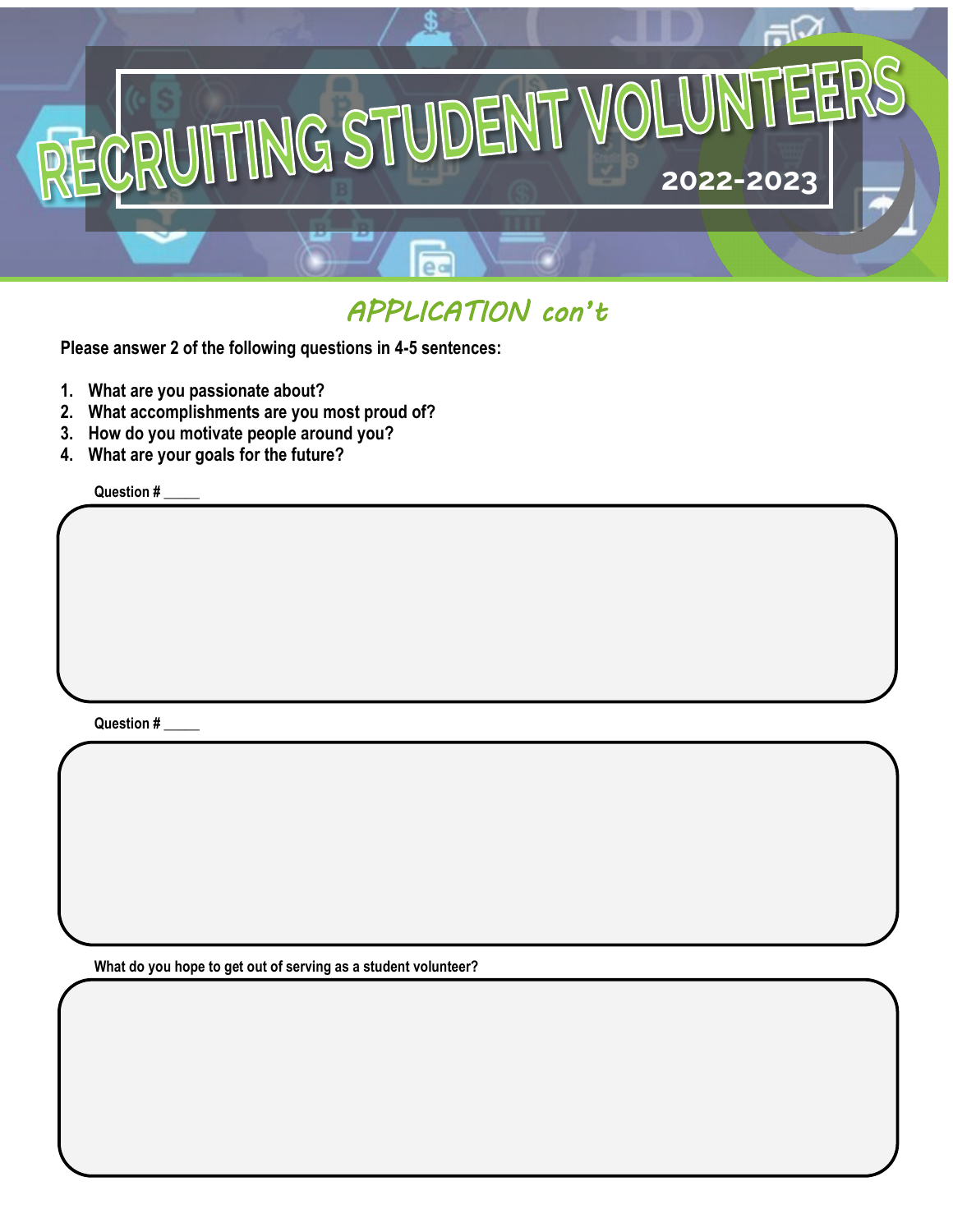# RECRUITING STUDENT VOLUNTEERS

2022-2023

## APPLICATION con't

**Please answer 2 of the following questions in 4-5 sentences:**

1. **What are you passionate about?**
2. **What accomplishments are you most proud of?**
3. **How do you motivate people around you?**
4. **What are your goals for the future?**

**Question # _____**

**Question # _____**

**What do you hope to get out of serving as a student volunteer?**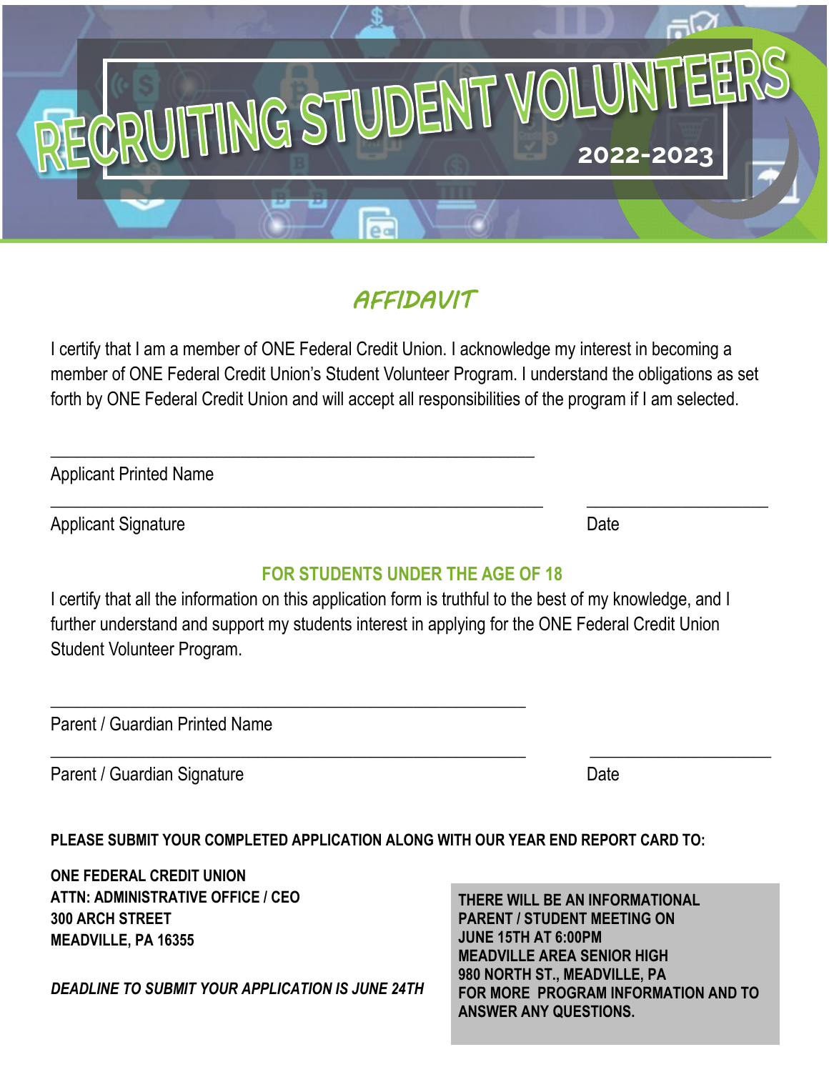# RECRUITING STUDENT VOLUNTEERS

2022-2023

## AFFIDAVIT

I certify that I am a member of ONE Federal Credit Union. I acknowledge my interest in becoming a member of ONE Federal Credit Union's Student Volunteer Program. I understand the obligations as set forth by ONE Federal Credit Union and will accept all responsibilities of the program if I am selected.

\_\_\_\_\_\_\_\_\_\_\_\_\_\_\_\_\_\_\_\_\_\_\_\_\_\_\_\_\_\_\_\_\_\_\_\_\_\_\_\_\_\_\_\_\_\_\_\_\_\_\_\_\_\_\_\_

Applicant Printed Name

\_\_\_\_\_\_\_\_\_\_\_\_\_\_\_\_\_\_\_\_\_\_\_\_\_\_\_\_\_\_\_\_\_\_\_\_\_\_\_\_\_\_\_\_\_\_\_\_\_\_\_\_\_\_\_\_ \_\_\_\_\_\_\_\_\_\_\_\_\_\_\_\_\_\_\_\_

Applicant Signature Date

### FOR STUDENTS UNDER THE AGE OF 18

I certify that all the information on this application form is truthful to the best of my knowledge, and I further understand and support my students interest in applying for the ONE Federal Credit Union Student Volunteer Program.

\_\_\_\_\_\_\_\_\_\_\_\_\_\_\_\_\_\_\_\_\_\_\_\_\_\_\_\_\_\_\_\_\_\_\_\_\_\_\_\_\_\_\_\_\_\_\_\_\_\_\_\_\_\_\_\_

Parent / Guardian Printed Name

\_\_\_\_\_\_\_\_\_\_\_\_\_\_\_\_\_\_\_\_\_\_\_\_\_\_\_\_\_\_\_\_\_\_\_\_\_\_\_\_\_\_\_\_\_\_\_\_\_\_\_\_\_\_\_\_ \_\_\_\_\_\_\_\_\_\_\_\_\_\_\_\_\_\_\_\_

Parent / Guardian Signature Date

**PLEASE SUBMIT YOUR COMPLETED APPLICATION ALONG WITH OUR YEAR END REPORT CARD TO:**

**ONE FEDERAL CREDIT UNION**
**ATTN: ADMINISTRATIVE OFFICE / CEO**
**300 ARCH STREET**
**MEADVILLE, PA 16355**

***DEADLINE TO SUBMIT YOUR APPLICATION IS JUNE 24TH***

**THERE WILL BE AN INFORMATIONAL PARENT / STUDENT MEETING ON JUNE 15TH AT 6:00PM MEADVILLE AREA SENIOR HIGH 980 NORTH ST., MEADVILLE, PA FOR MORE PROGRAM INFORMATION AND TO ANSWER ANY QUESTIONS.**